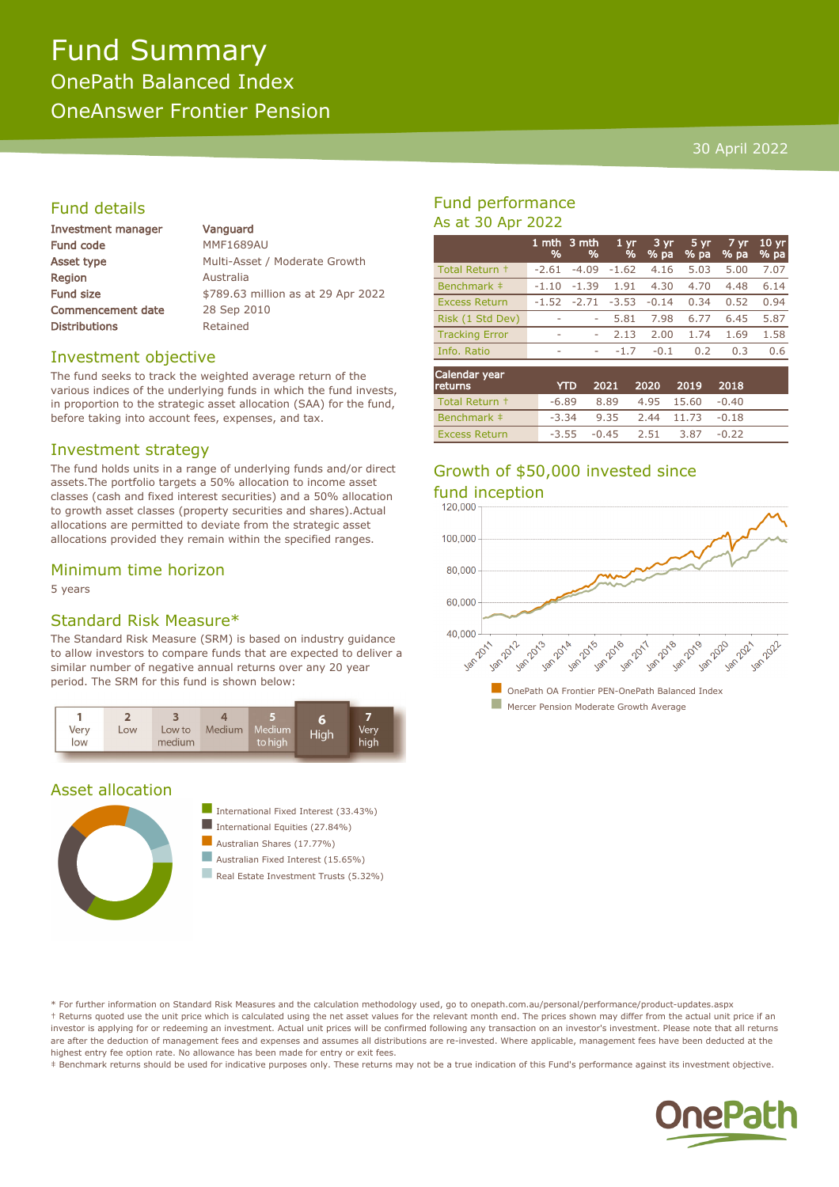# Fund Summary

## OnePath Balanced Index

## OneAnswer Frontier Pension

30 April 2022

## Fund details

| | |
|---|---|
| Investment manager | Vanguard |
| Fund code | MMF1689AU |
| Asset type | Multi-Asset / Moderate Growth |
| Region | Australia |
| Fund size | $789.63 million as at 29 Apr 2022 |
| Commencement date | 28 Sep 2010 |
| Distributions | Retained |

## Investment objective

The fund seeks to track the weighted average return of the various indices of the underlying funds in which the fund invests, in proportion to the strategic asset allocation (SAA) for the fund, before taking into account fees, expenses, and tax.

## Investment strategy

The fund holds units in a range of underlying funds and/or direct assets.The portfolio targets a 50% allocation to income asset classes (cash and fixed interest securities) and a 50% allocation to growth asset classes (property securities and shares).Actual allocations are permitted to deviate from the strategic asset allocations provided they remain within the specified ranges.

## Minimum time horizon

5 years

## Standard Risk Measure*

The Standard Risk Measure (SRM) is based on industry guidance to allow investors to compare funds that are expected to deliver a similar number of negative annual returns over any 20 year period. The SRM for this fund is shown below:

1 Very low | 2 Low | 3 Low to medium | 4 Medium | 5 Medium to high | **6 High** | 7 Very high

## Asset allocation

- International Fixed Interest (33.43%)
- International Equities (27.84%)
- Australian Shares (17.77%)
- Australian Fixed Interest (15.65%)
- Real Estate Investment Trusts (5.32%)

## Fund performance

As at 30 Apr 2022

| | 1 mth % | 3 mth % | 1 yr % | 3 yr % pa | 5 yr % pa | 7 yr % pa | 10 yr % pa |
|---|---|---|---|---|---|---|---|
| Total Return † | -2.61 | -4.09 | -1.62 | 4.16 | 5.03 | 5.00 | 7.07 |
| Benchmark ‡ | -1.10 | -1.39 | 1.91 | 4.30 | 4.70 | 4.48 | 6.14 |
| Excess Return | -1.52 | -2.71 | -3.53 | -0.14 | 0.34 | 0.52 | 0.94 |
| Risk (1 Std Dev) | - | - | 5.81 | 7.98 | 6.77 | 6.45 | 5.87 |
| Tracking Error | - | - | 2.13 | 2.00 | 1.74 | 1.69 | 1.58 |
| Info. Ratio | - | - | -1.7 | -0.1 | 0.2 | 0.3 | 0.6 |

| Calendar year returns | YTD | 2021 | 2020 | 2019 | 2018 |
|---|---|---|---|---|---|
| Total Return † | -6.89 | 8.89 | 4.95 | 15.60 | -0.40 |
| Benchmark ‡ | -3.34 | 9.35 | 2.44 | 11.73 | -0.18 |
| Excess Return | -3.55 | -0.45 | 2.51 | 3.87 | -0.22 |

## Growth of $50,000 invested since fund inception

120,000
100,000
80,000
60,000
40,000

Jan 2011, Jan 2012, Jan 2013, Jan 2014, Jan 2015, Jan 2016, Jan 2017, Jan 2018, Jan 2019, Jan 2020, Jan 2021, Jan 2022

OnePath OA Frontier PEN-OnePath Balanced Index
Mercer Pension Moderate Growth Average

\* For further information on Standard Risk Measures and the calculation methodology used, go to onepath.com.au/personal/performance/product-updates.aspx
† Returns quoted use the unit price which is calculated using the net asset values for the relevant month end. The prices shown may differ from the actual unit price if an investor is applying for or redeeming an investment. Actual unit prices will be confirmed following any transaction on an investor's investment. Please note that all returns are after the deduction of management fees and expenses and assumes all distributions are re-invested. Where applicable, management fees have been deducted at the highest entry fee option rate. No allowance has been made for entry or exit fees.
‡ Benchmark returns should be used for indicative purposes only. These returns may not be a true indication of this Fund's performance against its investment objective.

OnePath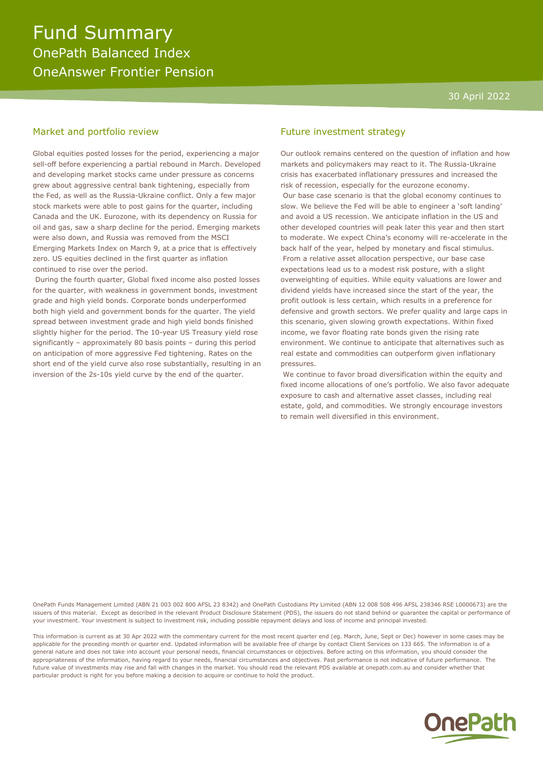# Fund Summary

## OnePath Balanced Index

## OneAnswer Frontier Pension

30 April 2022

### Market and portfolio review

Global equities posted losses for the period, experiencing a major sell-off before experiencing a partial rebound in March. Developed and developing market stocks came under pressure as concerns grew about aggressive central bank tightening, especially from the Fed, as well as the Russia-Ukraine conflict. Only a few major stock markets were able to post gains for the quarter, including Canada and the UK. Eurozone, with its dependency on Russia for oil and gas, saw a sharp decline for the period. Emerging markets were also down, and Russia was removed from the MSCI Emerging Markets Index on March 9, at a price that is effectively zero. US equities declined in the first quarter as inflation continued to rise over the period.

During the fourth quarter, Global fixed income also posted losses for the quarter, with weakness in government bonds, investment grade and high yield bonds. Corporate bonds underperformed both high yield and government bonds for the quarter. The yield spread between investment grade and high yield bonds finished slightly higher for the period. The 10-year US Treasury yield rose significantly – approximately 80 basis points – during this period on anticipation of more aggressive Fed tightening. Rates on the short end of the yield curve also rose substantially, resulting in an inversion of the 2s-10s yield curve by the end of the quarter.

### Future investment strategy

Our outlook remains centered on the question of inflation and how markets and policymakers may react to it. The Russia-Ukraine crisis has exacerbated inflationary pressures and increased the risk of recession, especially for the eurozone economy.

Our base case scenario is that the global economy continues to slow. We believe the Fed will be able to engineer a 'soft landing' and avoid a US recession. We anticipate inflation in the US and other developed countries will peak later this year and then start to moderate. We expect China's economy will re-accelerate in the back half of the year, helped by monetary and fiscal stimulus.

From a relative asset allocation perspective, our base case expectations lead us to a modest risk posture, with a slight overweighting of equities. While equity valuations are lower and dividend yields have increased since the start of the year, the profit outlook is less certain, which results in a preference for defensive and growth sectors. We prefer quality and large caps in this scenario, given slowing growth expectations. Within fixed income, we favor floating rate bonds given the rising rate environment. We continue to anticipate that alternatives such as real estate and commodities can outperform given inflationary pressures.

We continue to favor broad diversification within the equity and fixed income allocations of one's portfolio. We also favor adequate exposure to cash and alternative asset classes, including real estate, gold, and commodities. We strongly encourage investors to remain well diversified in this environment.

OnePath Funds Management Limited (ABN 21 003 002 800 AFSL 23 8342) and OnePath Custodians Pty Limited (ABN 12 008 508 496 AFSL 238346 RSE L0000673) are the issuers of this material. Except as described in the relevant Product Disclosure Statement (PDS), the issuers do not stand behind or guarantee the capital or performance of your investment. Your investment is subject to investment risk, including possible repayment delays and loss of income and principal invested.

This information is current as at 30 Apr 2022 with the commentary current for the most recent quarter end (eg. March, June, Sept or Dec) however in some cases may be applicable for the preceding month or quarter end. Updated information will be available free of charge by contact Client Services on 133 665. The information is of a general nature and does not take into account your personal needs, financial circumstances or objectives. Before acting on this information, you should consider the appropriateness of the information, having regard to your needs, financial circumstances and objectives. Past performance is not indicative of future performance. The future value of investments may rise and fall with changes in the market. You should read the relevant PDS available at onepath.com.au and consider whether that particular product is right for you before making a decision to acquire or continue to hold the product.

OnePath